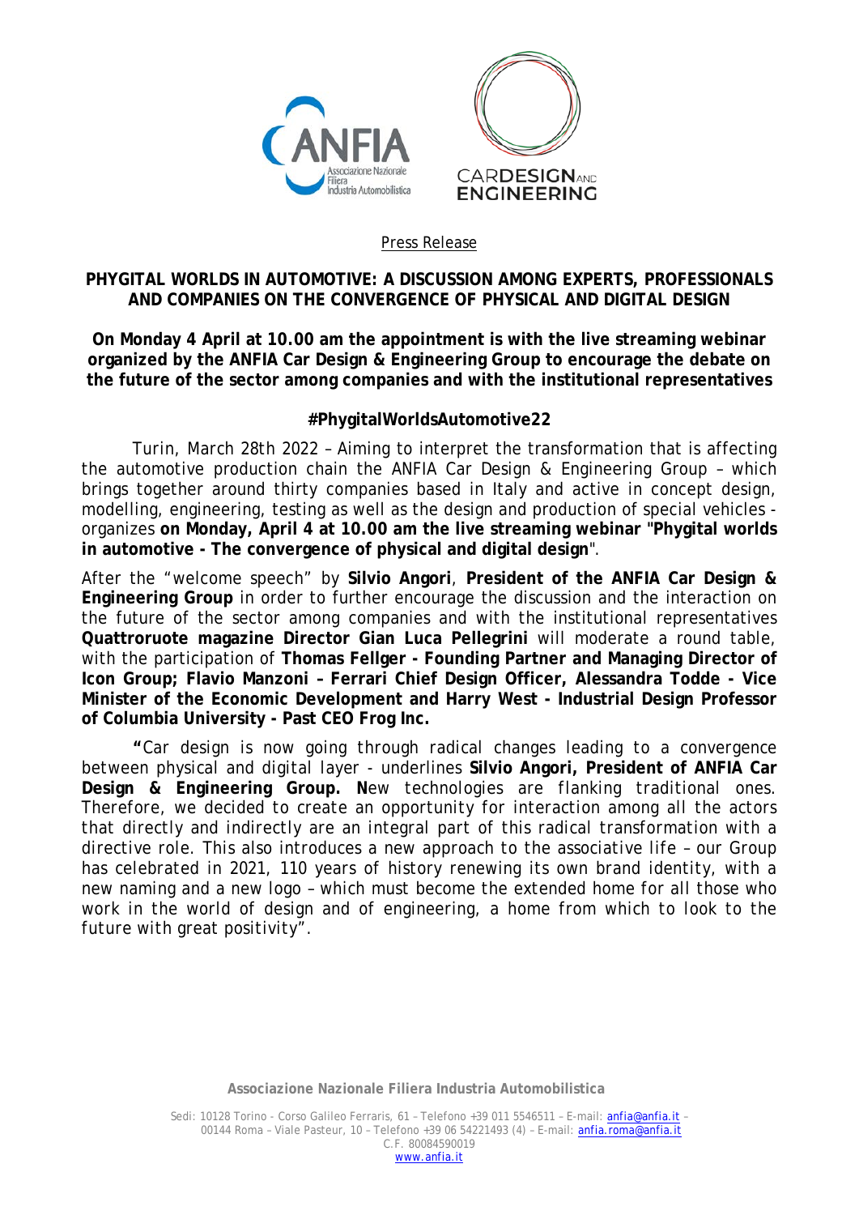Press Release

**PHYGITAL WORLDS IN AUTOMOTIVE: A DISCUSSION AMONG EXPERTS, PROFESSIONALS AND COMPANIES ON THE CONVERGENCE OF PHYSICAL AND DIGITAL DESIGN**

**On Monday 4 April at 10.00 am the appointment is with the live streaming webinar organized by the ANFIA Car Design & Engineering Group to encourage the debate on the future of the sector among companies and with the institutional representatives**

**#PhygitalWorldsAutomotive22**

Turin, March 28th 2022 – Aiming to interpret the transformation that is affecting the automotive production chain the ANFIA Car Design & Engineering Group – which brings together around thirty companies based in Italy and active in concept design, modelling, engineering, testing as well as the design and production of special vehicles - organizes **on Monday, April 4 at 10.00 am the live streaming webinar "Phygital worlds in automotive - The convergence of physical and digital design**".

After the "welcome speech" by **Silvio Angori**, **President of the ANFIA Car Design & Engineering Group** in order to further encourage the discussion and the interaction on the future of the sector among companies and with the institutional representatives **Quattroruote magazine Director Gian Luca Pellegrini** will moderate a round table, with the participation of **Thomas Fellger - Founding Partner and Managing Director of Icon Group; Flavio Manzoni – Ferrari Chief Design Officer, Alessandra Todde - Vice Minister of the Economic Development and Harry West - Industrial Design Professor of Columbia University - Past CEO Frog Inc.**

**"**Car design is now going through radical changes leading to a convergence between physical and digital layer - underlines **Silvio Angori, President of ANFIA Car Design & Engineering Group. N**ew technologies are flanking traditional ones. Therefore, we decided to create an opportunity for interaction among all the actors that directly and indirectly are an integral part of this radical transformation with a directive role. This also introduces a new approach to the associative life – our Group has celebrated in 2021, 110 years of history renewing its own brand identity, with a new naming and a new logo – which must become the extended home for all those who work in the world of design and of engineering, a home from which to look to the future with great positivity".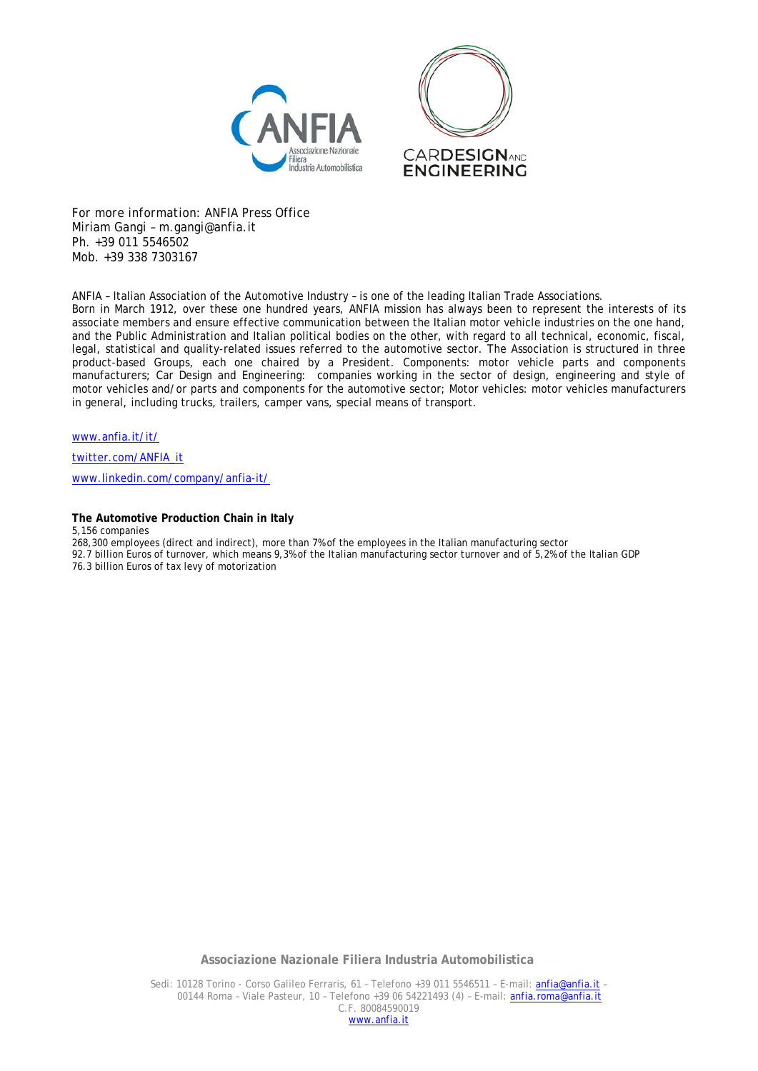For more information: ANFIA Press Office
Miriam Gangi – m.gangi@anfia.it
Ph. +39 011 5546502
Mob. +39 338 7303167

ANFIA – Italian Association of the Automotive Industry – is one of the leading Italian Trade Associations.
Born in March 1912, over these one hundred years, ANFIA mission has always been to represent the interests of its associate members and ensure effective communication between the Italian motor vehicle industries on the one hand, and the Public Administration and Italian political bodies on the other, with regard to all technical, economic, fiscal, legal, statistical and quality-related issues referred to the automotive sector. The Association is structured in three product-based Groups, each one chaired by a President. Components: motor vehicle parts and components manufacturers; Car Design and Engineering: companies working in the sector of design, engineering and style of motor vehicles and/or parts and components for the automotive sector; Motor vehicles: motor vehicles manufacturers in general, including trucks, trailers, camper vans, special means of transport.

www.anfia.it/it/

twitter.com/ANFIA_it

www.linkedin.com/company/anfia-it/

**The Automotive Production Chain in Italy**

5,156 companies
268,300 employees (direct and indirect), more than 7% of the employees in the Italian manufacturing sector
92.7 billion Euros of turnover, which means 9,3% of the Italian manufacturing sector turnover and of 5,2% of the Italian GDP
76.3 billion Euros of tax levy of motorization

**Associazione Nazionale Filiera Industria Automobilistica**

Sedi: 10128 Torino - Corso Galileo Ferraris, 61 – Telefono +39 011 5546511 – E-mail: anfia@anfia.it – 00144 Roma – Viale Pasteur, 10 – Telefono +39 06 54221493 (4) – E-mail: anfia.roma@anfia.it
C.F. 80084590019
www.anfia.it